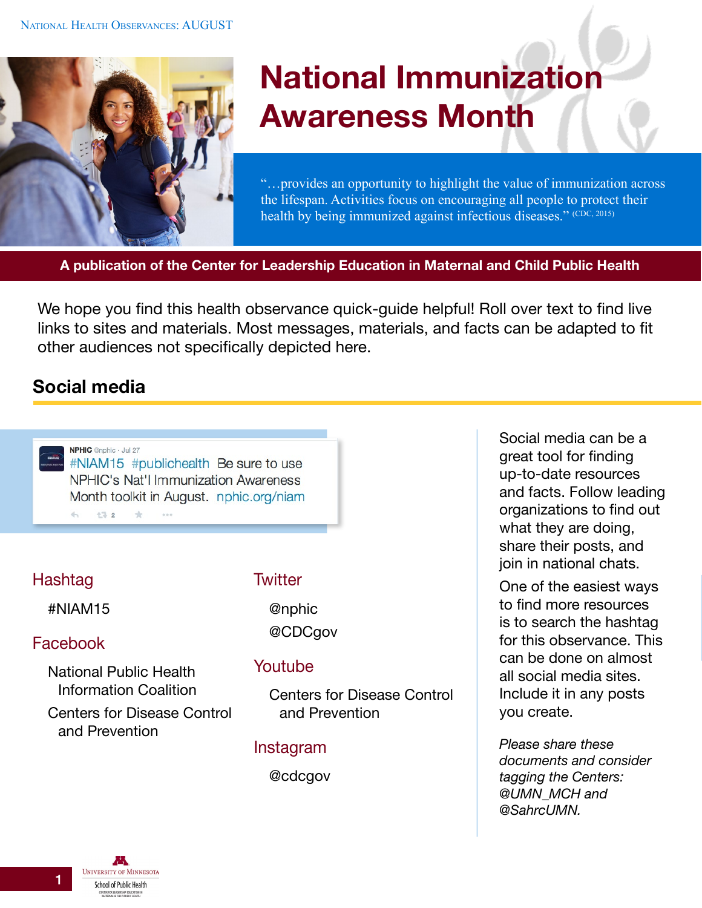NATIONAL HEALTH OBSERVANCES: AUGUST

# National Immunization Awareness Month

"…provides an opportunity to highlight the value of immunization across the lifespan. Activities focus on encouraging all people to protect their health by being immunized against infectious diseases." (CDC, 2015)

**A publication of the Center for Leadership Education in Maternal and Child Public Health**

We hope you find this health observance quick-guide helpful! Roll over text to find live links to sites and materials. Most messages, materials, and facts can be adapted to fit other audiences not specifically depicted here.

## Social media

NPHIC @nphic · Jul 27
#NIAM15 #publichealth Be sure to use NPHIC's Nat'l Immunization Awareness Month toolkit in August. nphic.org/niam

### Hashtag

#NIAM15

### Facebook

National Public Health Information Coalition

Centers for Disease Control and Prevention

### Twitter

@nphic

@CDCgov

### Youtube

Centers for Disease Control and Prevention

### Instagram

@cdcgov

Social media can be a great tool for finding up-to-date resources and facts. Follow leading organizations to find out what they are doing, share their posts, and join in national chats.

One of the easiest ways to find more resources is to search the hashtag for this observance. This can be done on almost all social media sites. Include it in any posts you create.

*Please share these documents and consider tagging the Centers: @UMN_MCH and @SahrcUMN.*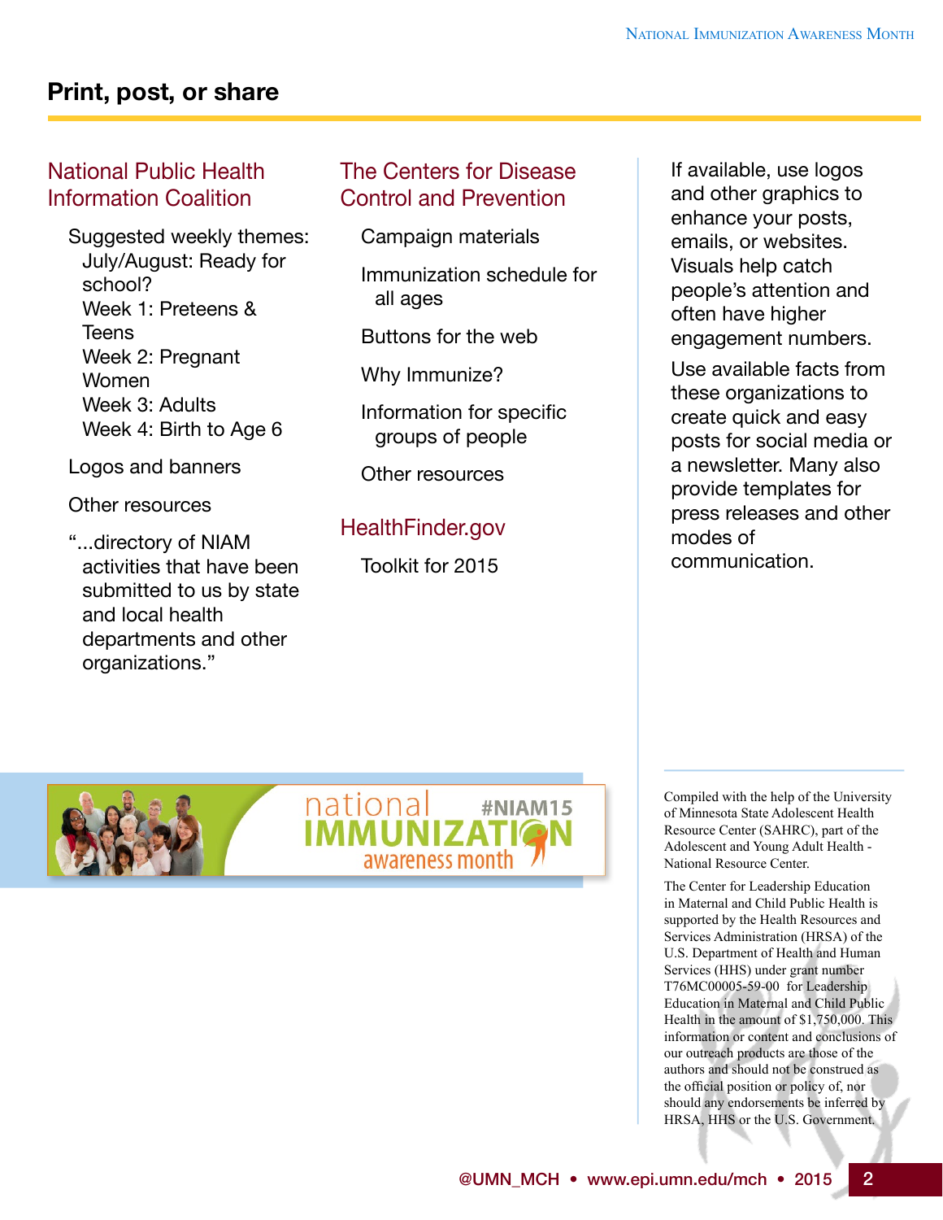## Print, post, or share

### National Public Health Information Coalition

- Suggested weekly themes:
  - July/August: Ready for school?
  - Week 1: Preteens & Teens
  - Week 2: Pregnant Women
  - Week 3: Adults
  - Week 4: Birth to Age 6
- Logos and banners
- Other resources
- "...directory of NIAM activities that have been submitted to us by state and local health departments and other organizations."

### The Centers for Disease Control and Prevention

- Campaign materials
- Immunization schedule for all ages
- Buttons for the web
- Why Immunize?
- Information for specific groups of people
- Other resources

### HealthFinder.gov

- Toolkit for 2015

If available, use logos and other graphics to enhance your posts, emails, or websites. Visuals help catch people's attention and often have higher engagement numbers.

Use available facts from these organizations to create quick and easy posts for social media or a newsletter. Many also provide templates for press releases and other modes of communication.

national IMMUNIZATION awareness month #NIAM15

Compiled with the help of the University of Minnesota State Adolescent Health Resource Center (SAHRC), part of the Adolescent and Young Adult Health - National Resource Center.

The Center for Leadership Education in Maternal and Child Public Health is supported by the Health Resources and Services Administration (HRSA) of the U.S. Department of Health and Human Services (HHS) under grant number T76MC00005-59-00 for Leadership Education in Maternal and Child Public Health in the amount of $1,750,000. This information or content and conclusions of our outreach products are those of the authors and should not be construed as the official position or policy of, nor should any endorsements be inferred by HRSA, HHS or the U.S. Government.

@UMN_MCH • www.epi.umn.edu/mch • 2015